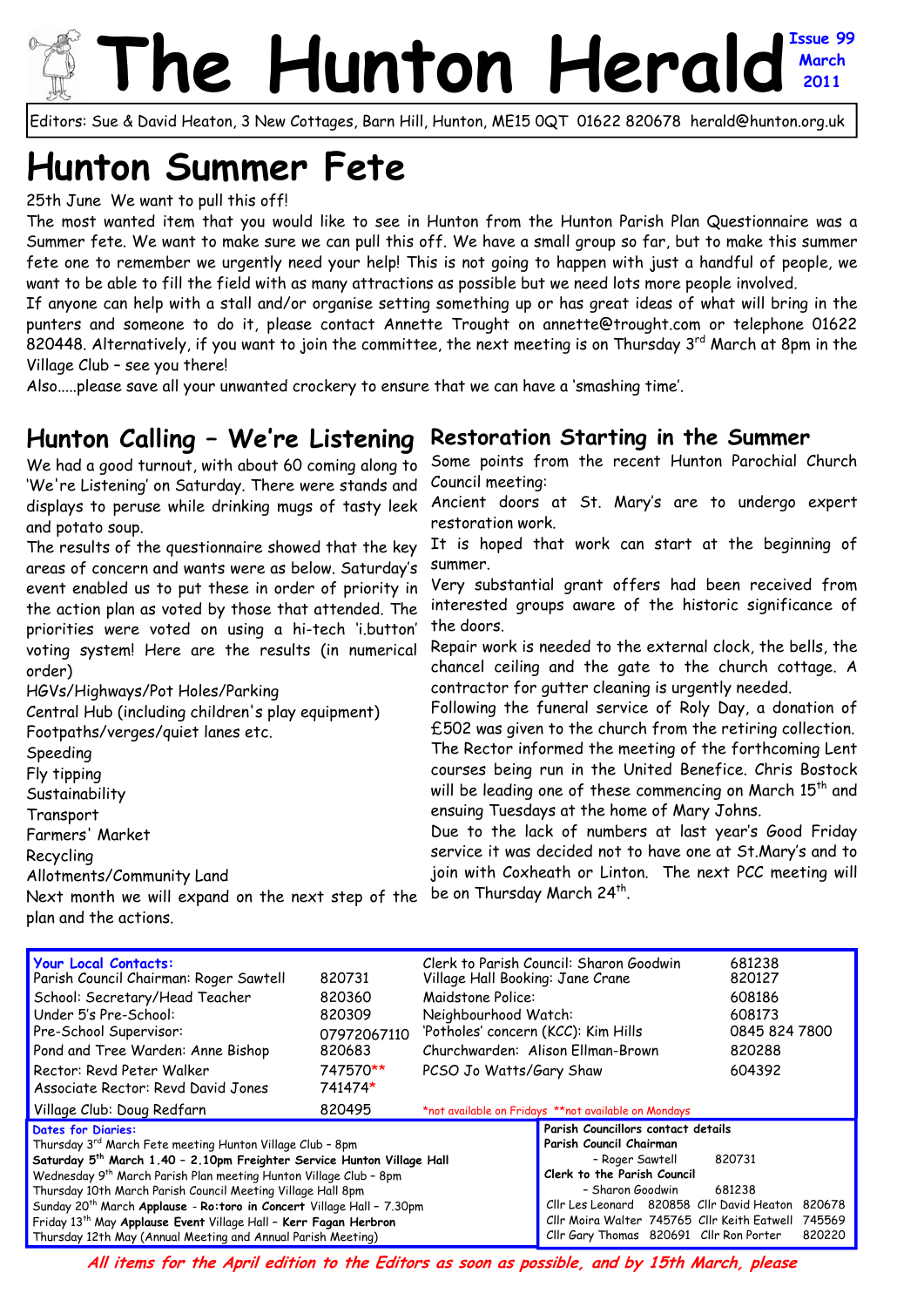# The Hunton Herald

Issue 99
March
2011

Editors: Sue & David Heaton, 3 New Cottages, Barn Hill, Hunton, ME15 0QT 01622 820678 herald@hunton.org.uk

# Hunton Summer Fete

25th June We want to pull this off!

The most wanted item that you would like to see in Hunton from the Hunton Parish Plan Questionnaire was a Summer fete. We want to make sure we can pull this off. We have a small group so far, but to make this summer fete one to remember we urgently need your help! This is not going to happen with just a handful of people, we want to be able to fill the field with as many attractions as possible but we need lots more people involved.

If anyone can help with a stall and/or organise setting something up or has great ideas of what will bring in the punters and someone to do it, please contact Annette Trought on annette@trought.com or telephone 01622 820448. Alternatively, if you want to join the committee, the next meeting is on Thursday 3rd March at 8pm in the Village Club – see you there!

Also.....please save all your unwanted crockery to ensure that we can have a 'smashing time'.

## Hunton Calling – We're Listening

We had a good turnout, with about 60 coming along to 'We're Listening' on Saturday. There were stands and displays to peruse while drinking mugs of tasty leek and potato soup.

The results of the questionnaire showed that the key areas of concern and wants were as below. Saturday's event enabled us to put these in order of priority in the action plan as voted by those that attended. The priorities were voted on using a hi-tech 'i.button' voting system! Here are the results (in numerical order)

HGVs/Highways/Pot Holes/Parking
Central Hub (including children's play equipment)
Footpaths/verges/quiet lanes etc.
Speeding
Fly tipping
Sustainability
Transport
Farmers' Market
Recycling
Allotments/Community Land

Next month we will expand on the next step of the plan and the actions.

## Restoration Starting in the Summer

Some points from the recent Hunton Parochial Church Council meeting:

Ancient doors at St. Mary's are to undergo expert restoration work.

It is hoped that work can start at the beginning of summer.

Very substantial grant offers had been received from interested groups aware of the historic significance of the doors.

Repair work is needed to the external clock, the bells, the chancel ceiling and the gate to the church cottage. A contractor for gutter cleaning is urgently needed.

Following the funeral service of Roly Day, a donation of £502 was given to the church from the retiring collection.

The Rector informed the meeting of the forthcoming Lent courses being run in the United Benefice. Chris Bostock will be leading one of these commencing on March 15th and ensuing Tuesdays at the home of Mary Johns.

Due to the lack of numbers at last year's Good Friday service it was decided not to have one at St.Mary's and to join with Coxheath or Linton. The next PCC meeting will be on Thursday March 24th.

**Your Local Contacts:**

| | | | |
|---|---|---|---|
| Parish Council Chairman: Roger Sawtell | 820731 | Clerk to Parish Council: Sharon Goodwin | 681238 |
| School: Secretary/Head Teacher | 820360 | Village Hall Booking: Jane Crane | 820127 |
| Under 5's Pre-School: | 820309 | Maidstone Police: | 608186 |
| Pre-School Supervisor: | 07972067110 | Neighbourhood Watch: | 608173 |
| Pond and Tree Warden: Anne Bishop | 820683 | 'Potholes' concern (KCC): Kim Hills | 0845 824 7800 |
| Rector: Revd Peter Walker | 747570** | Churchwarden: Alison Ellman-Brown | 820288 |
| Associate Rector: Revd David Jones | 741474* | PCSO Jo Watts/Gary Shaw | 604392 |
| Village Club: Doug Redfarn | 820495 | *not available on Fridays **not available on Mondays | |

**Dates for Diaries:**

Thursday 3rd March Fete meeting Hunton Village Club – 8pm
**Saturday 5th March 1.40 – 2.10pm Freighter Service Hunton Village Hall**
Wednesday 9th March Parish Plan meeting Hunton Village Club – 8pm
Thursday 10th March Parish Council Meeting Village Hall 8pm
Sunday 20th March **Applause** - **Ro:toro in Concert** Village Hall – 7.30pm
Friday 13th May **Applause Event** Village Hall – **Kerr Fagan Herbron**
Thursday 12th May (Annual Meeting and Annual Parish Meeting)

**Parish Councillors contact details**

**Parish Council Chairman**
– Roger Sawtell 820731

**Clerk to the Parish Council**
– Sharon Goodwin 681238

Cllr Les Leonard 820858 Cllr David Heaton 820678
Cllr Moira Walter 745765 Cllr Keith Eatwell 745569
Cllr Gary Thomas 820691 Cllr Ron Porter 820220

***All items for the April edition to the Editors as soon as possible, and by 15th March, please***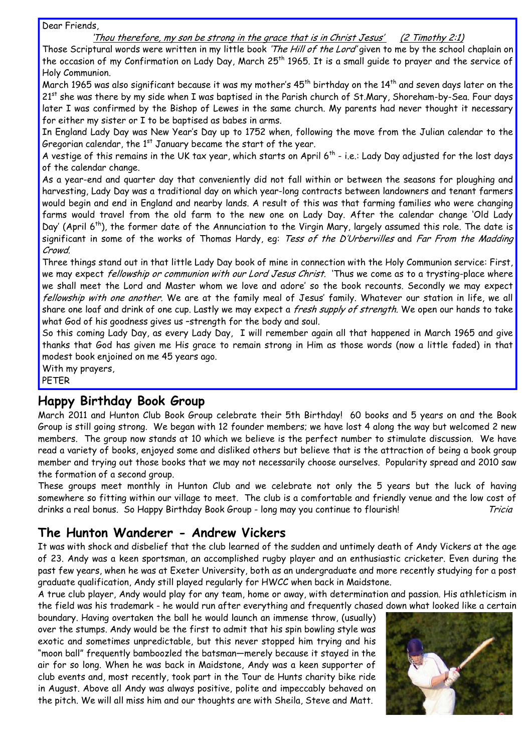Dear Friends,

*'Thou therefore, my son be strong in the grace that is in Christ Jesus'* *(2 Timothy 2:1)*

Those Scriptural words were written in my little book *'The Hill of the Lord'* given to me by the school chaplain on the occasion of my Confirmation on Lady Day, March 25th 1965. It is a small guide to prayer and the service of Holy Communion.

March 1965 was also significant because it was my mother's 45th birthday on the 14th and seven days later on the 21st she was there by my side when I was baptised in the Parish church of St.Mary, Shoreham-by-Sea. Four days later I was confirmed by the Bishop of Lewes in the same church. My parents had never thought it necessary for either my sister or I to be baptised as babes in arms.

In England Lady Day was New Year's Day up to 1752 when, following the move from the Julian calendar to the Gregorian calendar, the 1st January became the start of the year.

A vestige of this remains in the UK tax year, which starts on April 6th - i.e.: Lady Day adjusted for the lost days of the calendar change.

As a year-end and quarter day that conveniently did not fall within or between the seasons for ploughing and harvesting, Lady Day was a traditional day on which year-long contracts between landowners and tenant farmers would begin and end in England and nearby lands. A result of this was that farming families who were changing farms would travel from the old farm to the new one on Lady Day. After the calendar change 'Old Lady Day' (April 6th), the former date of the Annunciation to the Virgin Mary, largely assumed this role. The date is significant in some of the works of Thomas Hardy, eg: *Tess of the D'Urbervilles* and *Far From the Madding Crowd.*

Three things stand out in that little Lady Day book of mine in connection with the Holy Communion service: First, we may expect *fellowship or communion with our Lord Jesus Christ.* 'Thus we come as to a trysting-place where we shall meet the Lord and Master whom we love and adore' so the book recounts. Secondly we may expect *fellowship with one another.* We are at the family meal of Jesus' family. Whatever our station in life, we all share one loaf and drink of one cup. Lastly we may expect a *fresh supply of strength.* We open our hands to take what God of his goodness gives us –strength for the body and soul.

So this coming Lady Day, as every Lady Day, I will remember again all that happened in March 1965 and give thanks that God has given me His grace to remain strong in Him as those words (now a little faded) in that modest book enjoined on me 45 years ago.

With my prayers,

PETER

## Happy Birthday Book Group

March 2011 and Hunton Club Book Group celebrate their 5th Birthday! 60 books and 5 years on and the Book Group is still going strong. We began with 12 founder members; we have lost 4 along the way but welcomed 2 new members. The group now stands at 10 which we believe is the perfect number to stimulate discussion. We have read a variety of books, enjoyed some and disliked others but believe that is the attraction of being a book group member and trying out those books that we may not necessarily choose ourselves. Popularity spread and 2010 saw the formation of a second group.

These groups meet monthly in Hunton Club and we celebrate not only the 5 years but the luck of having somewhere so fitting within our village to meet. The club is a comfortable and friendly venue and the low cost of drinks a real bonus. So Happy Birthday Book Group - long may you continue to flourish! *Tricia*

## The Hunton Wanderer - Andrew Vickers

It was with shock and disbelief that the club learned of the sudden and untimely death of Andy Vickers at the age of 23. Andy was a keen sportsman, an accomplished rugby player and an enthusiastic cricketer. Even during the past few years, when he was at Exeter University, both as an undergraduate and more recently studying for a post graduate qualification, Andy still played regularly for HWCC when back in Maidstone.

A true club player, Andy would play for any team, home or away, with determination and passion. His athleticism in the field was his trademark - he would run after everything and frequently chased down what looked like a certain boundary. Having overtaken the ball he would launch an immense throw, (usually) over the stumps. Andy would be the first to admit that his spin bowling style was exotic and sometimes unpredictable, but this never stopped him trying and his "moon ball" frequently bamboozled the batsman—merely because it stayed in the air for so long. When he was back in Maidstone, Andy was a keen supporter of club events and, most recently, took part in the Tour de Hunts charity bike ride in August. Above all Andy was always positive, polite and impeccably behaved on the pitch. We will all miss him and our thoughts are with Sheila, Steve and Matt.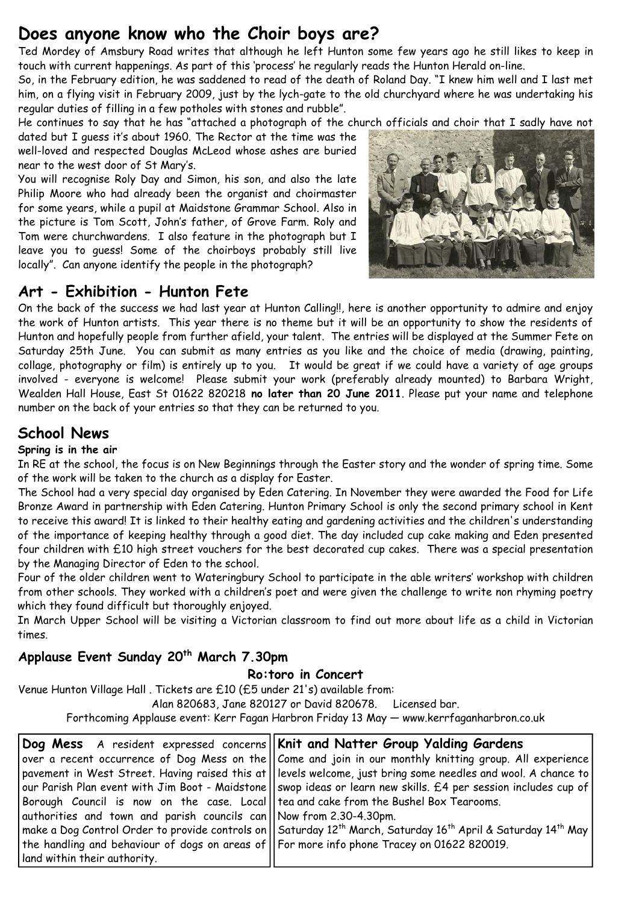## Does anyone know who the Choir boys are?

Ted Mordey of Amsbury Road writes that although he left Hunton some few years ago he still likes to keep in touch with current happenings. As part of this 'process' he regularly reads the Hunton Herald on-line.

So, in the February edition, he was saddened to read of the death of Roland Day. "I knew him well and I last met him, on a flying visit in February 2009, just by the lych-gate to the old churchyard where he was undertaking his regular duties of filling in a few potholes with stones and rubble".

He continues to say that he has "attached a photograph of the church officials and choir that I sadly have not dated but I guess it's about 1960. The Rector at the time was the well-loved and respected Douglas McLeod whose ashes are buried near to the west door of St Mary's.

You will recognise Roly Day and Simon, his son, and also the late Philip Moore who had already been the organist and choirmaster for some years, while a pupil at Maidstone Grammar School. Also in the picture is Tom Scott, John's father, of Grove Farm. Roly and Tom were churchwardens. I also feature in the photograph but I leave you to guess! Some of the choirboys probably still live locally". Can anyone identify the people in the photograph?

## Art - Exhibition - Hunton Fete

On the back of the success we had last year at Hunton Calling!!, here is another opportunity to admire and enjoy the work of Hunton artists. This year there is no theme but it will be an opportunity to show the residents of Hunton and hopefully people from further afield, your talent. The entries will be displayed at the Summer Fete on Saturday 25th June. You can submit as many entries as you like and the choice of media (drawing, painting, collage, photography or film) is entirely up to you. It would be great if we could have a variety of age groups involved - everyone is welcome! Please submit your work (preferably already mounted) to Barbara Wright, Wealden Hall House, East St 01622 820218 **no later than 20 June 2011**. Please put your name and telephone number on the back of your entries so that they can be returned to you.

## School News

**Spring is in the air**

In RE at the school, the focus is on New Beginnings through the Easter story and the wonder of spring time. Some of the work will be taken to the church as a display for Easter.

The School had a very special day organised by Eden Catering. In November they were awarded the Food for Life Bronze Award in partnership with Eden Catering. Hunton Primary School is only the second primary school in Kent to receive this award! It is linked to their healthy eating and gardening activities and the children's understanding of the importance of keeping healthy through a good diet. The day included cup cake making and Eden presented four children with £10 high street vouchers for the best decorated cup cakes. There was a special presentation by the Managing Director of Eden to the school.

Four of the older children went to Wateringbury School to participate in the able writers' workshop with children from other schools. They worked with a children's poet and were given the challenge to write non rhyming poetry which they found difficult but thoroughly enjoyed.

In March Upper School will be visiting a Victorian classroom to find out more about life as a child in Victorian times.

### Applause Event Sunday 20th March 7.30pm

**Ro:toro in Concert**

Venue Hunton Village Hall . Tickets are £10 (£5 under 21's) available from:

Alan 820683, Jane 820127 or David 820678. Licensed bar.

Forthcoming Applause event: Kerr Fagan Harbron Friday 13 May — www.kerrfaganharbron.co.uk

**Dog Mess** A resident expressed concerns over a recent occurrence of Dog Mess on the pavement in West Street. Having raised this at our Parish Plan event with Jim Boot - Maidstone Borough Council is now on the case. Local authorities and town and parish councils can make a Dog Control Order to provide controls on the handling and behaviour of dogs on areas of land within their authority.

**Knit and Natter Group Yalding Gardens**

Come and join in our monthly knitting group. All experience levels welcome, just bring some needles and wool. A chance to swop ideas or learn new skills. £4 per session includes cup of tea and cake from the Bushel Box Tearooms.

Now from 2.30-4.30pm.

Saturday 12th March, Saturday 16th April & Saturday 14th May

For more info phone Tracey on 01622 820019.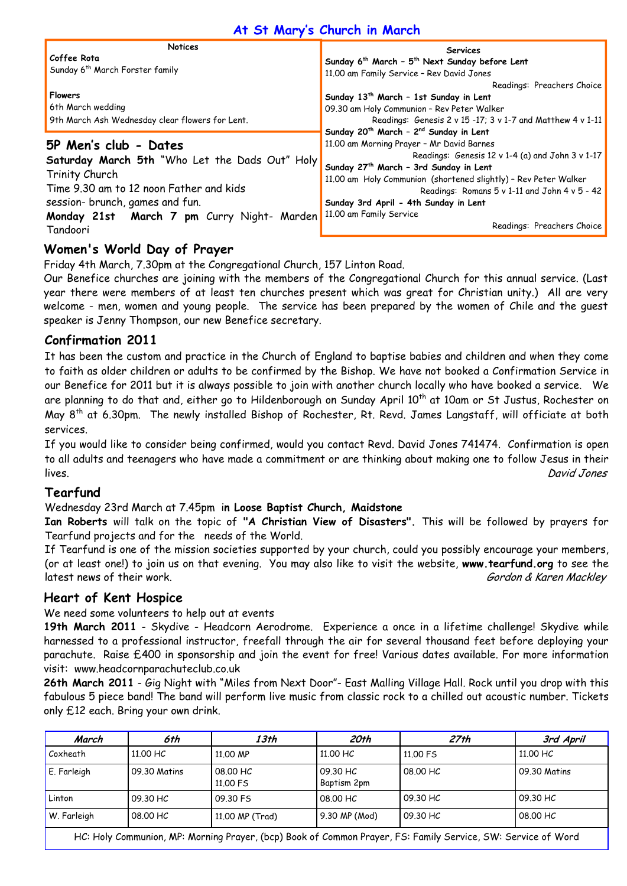# At St Mary's Church in March

## Notices

**Coffee Rota**
Sunday 6th March Forster family

**Flowers**
6th March wedding
9th March Ash Wednesday clear flowers for Lent.

## Services

**Sunday 6th March – 5th Next Sunday before Lent**
11.00 am Family Service – Rev David Jones
Readings: Preachers Choice

**Sunday 13th March – 1st Sunday in Lent**
09.30 am Holy Communion – Rev Peter Walker
Readings: Genesis 2 v 15 -17; 3 v 1-7 and Matthew 4 v 1-11

**Sunday 20th March – 2nd Sunday in Lent**
11.00 am Morning Prayer – Mr David Barnes
Readings: Genesis 12 v 1-4 (a) and John 3 v 1-17

**Sunday 27th March – 3rd Sunday in Lent**
11.00 am Holy Communion (shortened slightly) – Rev Peter Walker
Readings: Romans 5 v 1-11 and John 4 v 5 - 42

**Sunday 3rd April - 4th Sunday in Lent**
11.00 am Family Service
Readings: Preachers Choice

## 5P Men's club - Dates

**Saturday March 5th** "Who Let the Dads Out" Holy Trinity Church
Time 9.30 am to 12 noon Father and kids session- brunch, games and fun.

**Monday 21st March 7 pm** Curry Night- Marden Tandoori

## Women's World Day of Prayer

Friday 4th March, 7.30pm at the Congregational Church, 157 Linton Road.

Our Benefice churches are joining with the members of the Congregational Church for this annual service. (Last year there were members of at least ten churches present which was great for Christian unity.) All are very welcome - men, women and young people. The service has been prepared by the women of Chile and the guest speaker is Jenny Thompson, our new Benefice secretary.

## Confirmation 2011

It has been the custom and practice in the Church of England to baptise babies and children and when they come to faith as older children or adults to be confirmed by the Bishop. We have not booked a Confirmation Service in our Benefice for 2011 but it is always possible to join with another church locally who have booked a service. We are planning to do that and, either go to Hildenborough on Sunday April 10th at 10am or St Justus, Rochester on May 8th at 6.30pm. The newly installed Bishop of Rochester, Rt. Revd. James Langstaff, will officiate at both services.

If you would like to consider being confirmed, would you contact Revd. David Jones 741474. Confirmation is open to all adults and teenagers who have made a commitment or are thinking about making one to follow Jesus in their lives.

*David Jones*

## Tearfund

Wednesday 23rd March at 7.45pm in **Loose Baptist Church, Maidstone**

**Ian Roberts** will talk on the topic of **"A Christian View of Disasters".** This will be followed by prayers for Tearfund projects and for the needs of the World.

If Tearfund is one of the mission societies supported by your church, could you possibly encourage your members, (or at least one!) to join us on that evening. You may also like to visit the website, **www.tearfund.org** to see the latest news of their work.

*Gordon & Karen Mackley*

## Heart of Kent Hospice

We need some volunteers to help out at events

**19th March 2011** - Skydive - Headcorn Aerodrome. Experience a once in a lifetime challenge! Skydive while harnessed to a professional instructor, freefall through the air for several thousand feet before deploying your parachute. Raise £400 in sponsorship and join the event for free! Various dates available. For more information visit: www.headcornparachuteclub.co.uk

**26th March 2011** - Gig Night with "Miles from Next Door"- East Malling Village Hall. Rock until you drop with this fabulous 5 piece band! The band will perform live music from classic rock to a chilled out acoustic number. Tickets only £12 each. Bring your own drink.

| March | 6th | 13th | 20th | 27th | 3rd April |
|---|---|---|---|---|---|
| Coxheath | 11.00 HC | 11.00 MP | 11.00 HC | 11.00 FS | 11.00 HC |
| E. Farleigh | 09.30 Matins | 08.00 HC<br>11.00 FS | 09.30 HC<br>Baptism 2pm | 08.00 HC | 09.30 Matins |
| Linton | 09.30 HC | 09.30 FS | 08.00 HC | 09.30 HC | 09.30 HC |
| W. Farleigh | 08.00 HC | 11.00 MP (Trad) | 9.30 MP (Mod) | 09.30 HC | 08.00 HC |

HC: Holy Communion, MP: Morning Prayer, (bcp) Book of Common Prayer, FS: Family Service, SW: Service of Word